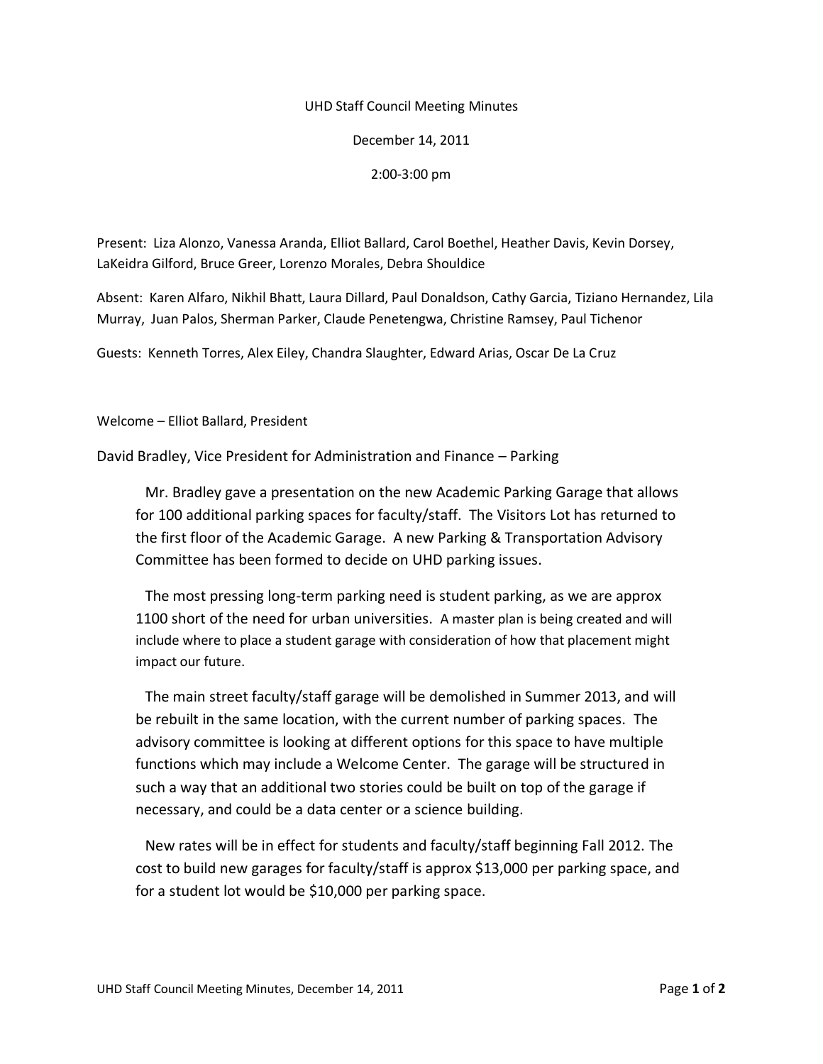UHD Staff Council Meeting Minutes

December 14, 2011

2:00-3:00 pm

Present: Liza Alonzo, Vanessa Aranda, Elliot Ballard, Carol Boethel, Heather Davis, Kevin Dorsey, LaKeidra Gilford, Bruce Greer, Lorenzo Morales, Debra Shouldice

Absent: Karen Alfaro, Nikhil Bhatt, Laura Dillard, Paul Donaldson, Cathy Garcia, Tiziano Hernandez, Lila Murray, Juan Palos, Sherman Parker, Claude Penetengwa, Christine Ramsey, Paul Tichenor

Guests: Kenneth Torres, Alex Eiley, Chandra Slaughter, Edward Arias, Oscar De La Cruz

Welcome – Elliot Ballard, President

David Bradley, Vice President for Administration and Finance – Parking

Mr. Bradley gave a presentation on the new Academic Parking Garage that allows for 100 additional parking spaces for faculty/staff. The Visitors Lot has returned to the first floor of the Academic Garage. A new Parking & Transportation Advisory Committee has been formed to decide on UHD parking issues.

The most pressing long-term parking need is student parking, as we are approx 1100 short of the need for urban universities. A master plan is being created and will include where to place a student garage with consideration of how that placement might impact our future.

The main street faculty/staff garage will be demolished in Summer 2013, and will be rebuilt in the same location, with the current number of parking spaces. The advisory committee is looking at different options for this space to have multiple functions which may include a Welcome Center. The garage will be structured in such a way that an additional two stories could be built on top of the garage if necessary, and could be a data center or a science building.

New rates will be in effect for students and faculty/staff beginning Fall 2012. The cost to build new garages for faculty/staff is approx $13,000 per parking space, and for a student lot would be $10,000 per parking space.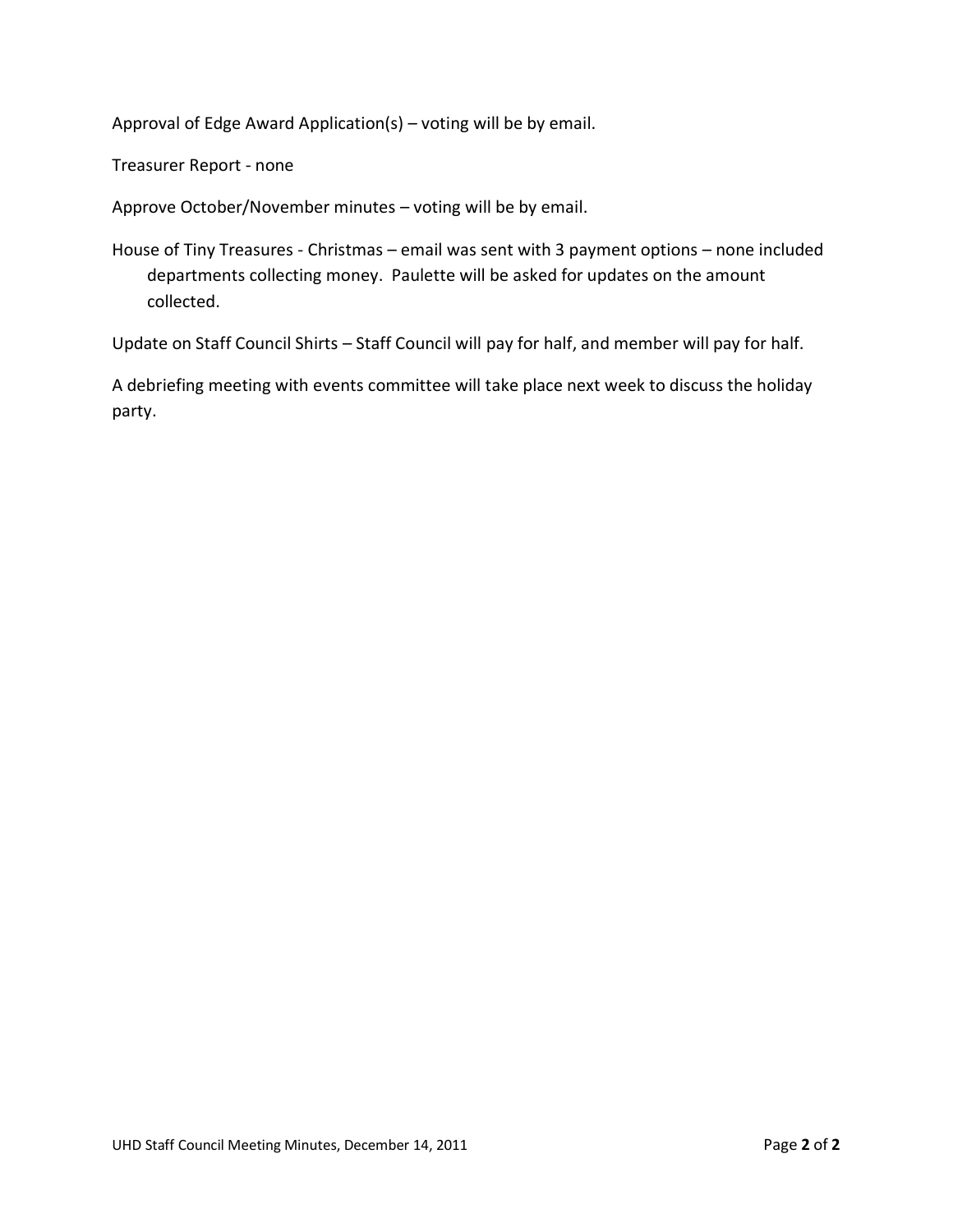Approval of Edge Award Application(s) – voting will be by email.

Treasurer Report - none

Approve October/November minutes – voting will be by email.

House of Tiny Treasures - Christmas – email was sent with 3 payment options – none included departments collecting money. Paulette will be asked for updates on the amount collected.

Update on Staff Council Shirts – Staff Council will pay for half, and member will pay for half.

A debriefing meeting with events committee will take place next week to discuss the holiday party.